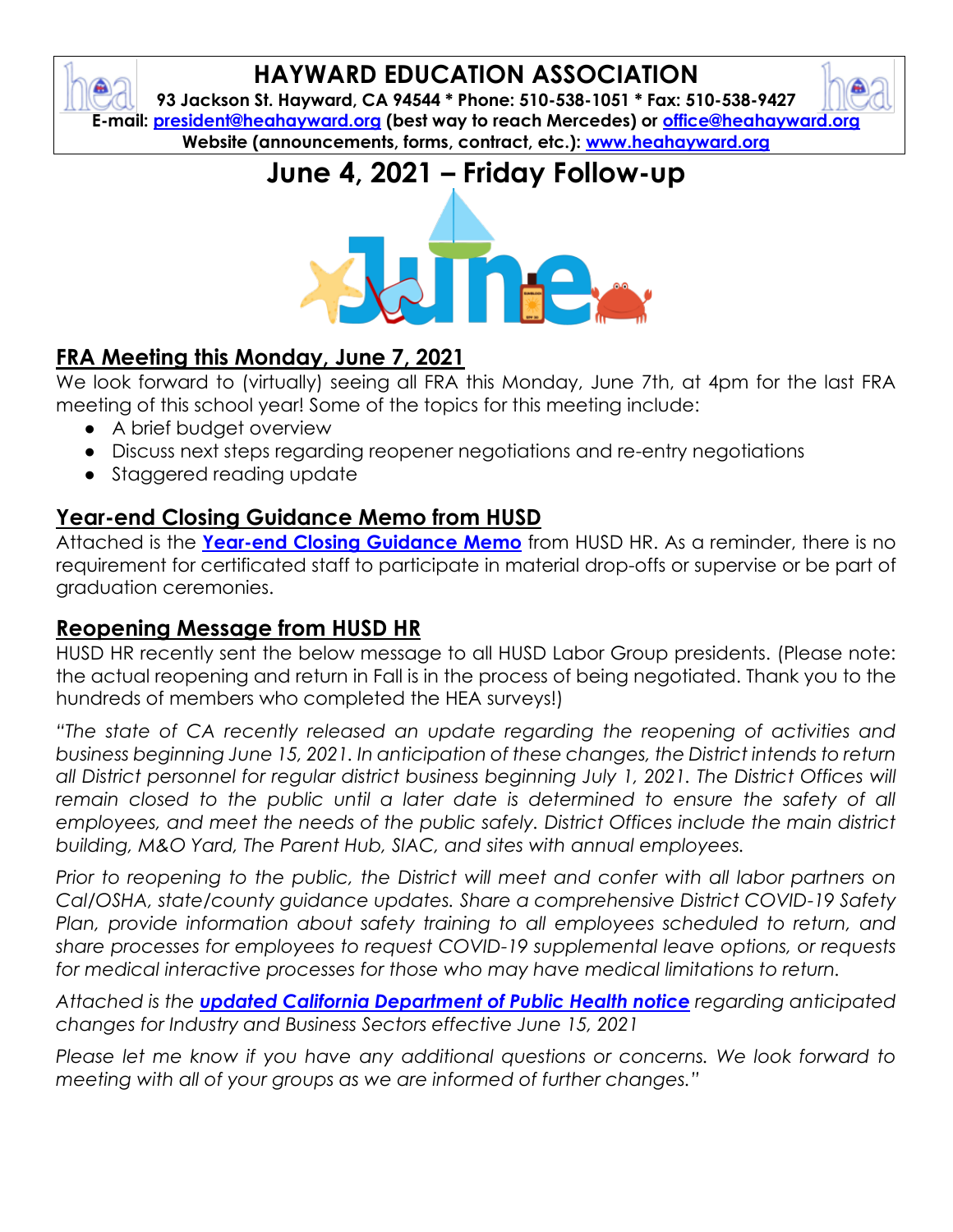# HAYWARD EDUCATION ASSOCIATION

**93 Jackson St. Hayward, CA 94544 * Phone: 510-538-1051 * Fax: 510-538-9427**
**E-mail: [president@heahayward.org](mailto:president@heahayward.org) (best way to reach Mercedes) or [office@heahayward.org](mailto:office@heahayward.org)**
**Website (announcements, forms, contract, etc.): [www.heahayward.org](http://www.heahayward.org)**

# June 4, 2021 – Friday Follow-up

## FRA Meeting this Monday, June 7, 2021

We look forward to (virtually) seeing all FRA this Monday, June 7th, at 4pm for the last FRA meeting of this school year! Some of the topics for this meeting include:

- A brief budget overview
- Discuss next steps regarding reopener negotiations and re-entry negotiations
- Staggered reading update

## Year-end Closing Guidance Memo from HUSD

Attached is the **Year-end Closing Guidance Memo** from HUSD HR. As a reminder, there is no requirement for certificated staff to participate in material drop-offs or supervise or be part of graduation ceremonies.

## Reopening Message from HUSD HR

HUSD HR recently sent the below message to all HUSD Labor Group presidents. (Please note: the actual reopening and return in Fall is in the process of being negotiated. Thank you to the hundreds of members who completed the HEA surveys!)

*"The state of CA recently released an update regarding the reopening of activities and business beginning June 15, 2021. In anticipation of these changes, the District intends to return all District personnel for regular district business beginning July 1, 2021. The District Offices will remain closed to the public until a later date is determined to ensure the safety of all employees, and meet the needs of the public safely. District Offices include the main district building, M&O Yard, The Parent Hub, SIAC, and sites with annual employees.*

*Prior to reopening to the public, the District will meet and confer with all labor partners on Cal/OSHA, state/county guidance updates. Share a comprehensive District COVID-19 Safety Plan, provide information about safety training to all employees scheduled to return, and share processes for employees to request COVID-19 supplemental leave options, or requests for medical interactive processes for those who may have medical limitations to return.*

*Attached is the **updated California Department of Public Health notice** regarding anticipated changes for Industry and Business Sectors effective June 15, 2021*

*Please let me know if you have any additional questions or concerns. We look forward to meeting with all of your groups as we are informed of further changes."*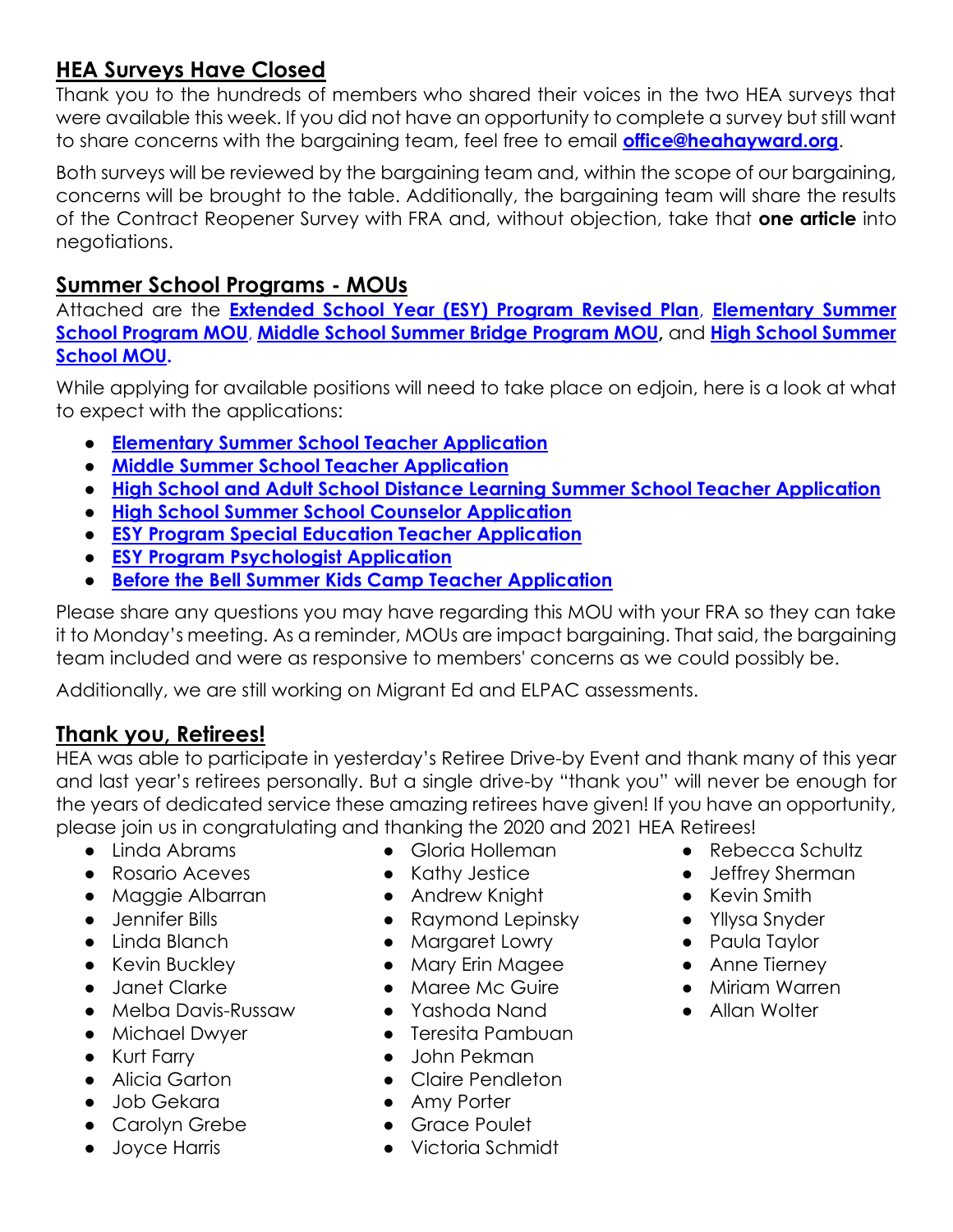## HEA Surveys Have Closed

Thank you to the hundreds of members who shared their voices in the two HEA surveys that were available this week. If you did not have an opportunity to complete a survey but still want to share concerns with the bargaining team, feel free to email **office@heahayward.org**.

Both surveys will be reviewed by the bargaining team and, within the scope of our bargaining, concerns will be brought to the table. Additionally, the bargaining team will share the results of the Contract Reopener Survey with FRA and, without objection, take that **one article** into negotiations.

## Summer School Programs - MOUs

Attached are the **Extended School Year (ESY) Program Revised Plan**, **Elementary Summer School Program MOU**, **Middle School Summer Bridge Program MOU,** and **High School Summer School MOU.**

While applying for available positions will need to take place on edjoin, here is a look at what to expect with the applications:

- **Elementary Summer School Teacher Application**
- **Middle Summer School Teacher Application**
- **High School and Adult School Distance Learning Summer School Teacher Application**
- **High School Summer School Counselor Application**
- **ESY Program Special Education Teacher Application**
- **ESY Program Psychologist Application**
- **Before the Bell Summer Kids Camp Teacher Application**

Please share any questions you may have regarding this MOU with your FRA so they can take it to Monday's meeting. As a reminder, MOUs are impact bargaining. That said, the bargaining team included and were as responsive to members' concerns as we could possibly be.

Additionally, we are still working on Migrant Ed and ELPAC assessments.

## Thank you, Retirees!

HEA was able to participate in yesterday's Retiree Drive-by Event and thank many of this year and last year's retirees personally. But a single drive-by "thank you" will never be enough for the years of dedicated service these amazing retirees have given! If you have an opportunity, please join us in congratulating and thanking the 2020 and 2021 HEA Retirees!

- Linda Abrams
- Rosario Aceves
- Maggie Albarran
- Jennifer Bills
- Linda Blanch
- Kevin Buckley
- Janet Clarke
- Melba Davis-Russaw
- Michael Dwyer
- Kurt Farry
- Alicia Garton
- Job Gekara
- Carolyn Grebe
- Joyce Harris
- Gloria Holleman
- Kathy Jestice
- Andrew Knight
- Raymond Lepinsky
- Margaret Lowry
- Mary Erin Magee
- Maree Mc Guire
- Yashoda Nand
- Teresita Pambuan
- John Pekman
- Claire Pendleton
- Amy Porter
- Grace Poulet
- Victoria Schmidt
- Rebecca Schultz
- Jeffrey Sherman
- Kevin Smith
- Yllysa Snyder
- Paula Taylor
- Anne Tierney
- Miriam Warren
- Allan Wolter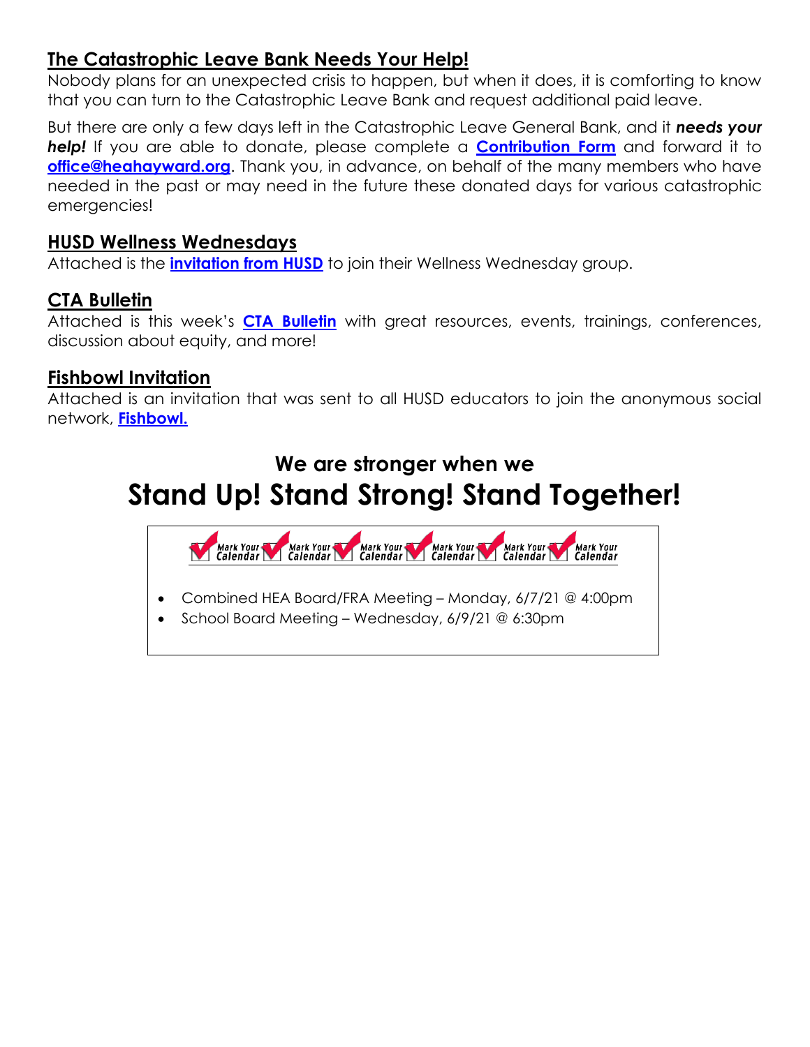## The Catastrophic Leave Bank Needs Your Help!

Nobody plans for an unexpected crisis to happen, but when it does, it is comforting to know that you can turn to the Catastrophic Leave Bank and request additional paid leave.

But there are only a few days left in the Catastrophic Leave General Bank, and it ***needs your help!*** If you are able to donate, please complete a **Contribution Form** and forward it to **office@heahayward.org**. Thank you, in advance, on behalf of the many members who have needed in the past or may need in the future these donated days for various catastrophic emergencies!

## HUSD Wellness Wednesdays

Attached is the **invitation from HUSD** to join their Wellness Wednesday group.

## CTA Bulletin

Attached is this week's **CTA Bulletin** with great resources, events, trainings, conferences, discussion about equity, and more!

## Fishbowl Invitation

Attached is an invitation that was sent to all HUSD educators to join the anonymous social network, **Fishbowl.**

### We are stronger when we

# Stand Up! Stand Strong! Stand Together!

Mark Your Calendar Mark Your Calendar Mark Your Calendar Mark Your Calendar Mark Your Calendar Mark Your Calendar

- Combined HEA Board/FRA Meeting – Monday, 6/7/21 @ 4:00pm
- School Board Meeting – Wednesday, 6/9/21 @ 6:30pm